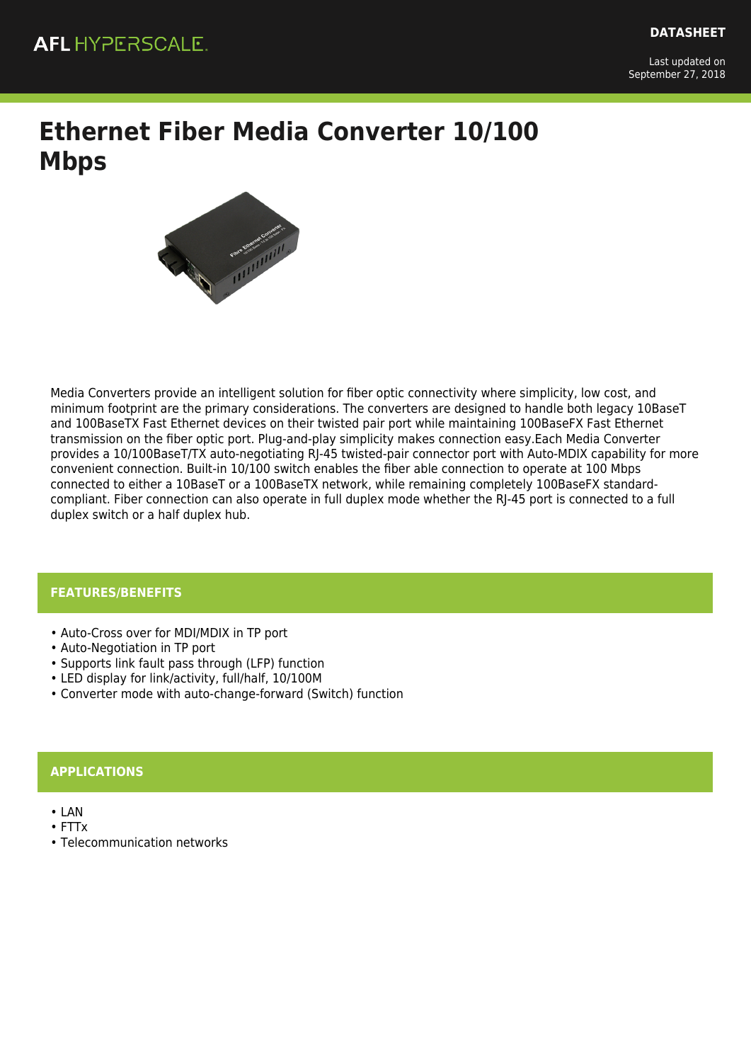AFL HYPERSCALE

DATASHEET

Last updated on September 27, 2018

# Ethernet Fiber Media Converter 10/100 Mbps

Media Converters provide an intelligent solution for fiber optic connectivity where simplicity, low cost, and minimum footprint are the primary considerations. The converters are designed to handle both legacy 10BaseT and 100BaseTX Fast Ethernet devices on their twisted pair port while maintaining 100BaseFX Fast Ethernet transmission on the fiber optic port. Plug-and-play simplicity makes connection easy.Each Media Converter provides a 10/100BaseT/TX auto-negotiating RJ-45 twisted-pair connector port with Auto-MDIX capability for more convenient connection. Built-in 10/100 switch enables the fiber able connection to operate at 100 Mbps connected to either a 10BaseT or a 100BaseTX network, while remaining completely 100BaseFX standard-compliant. Fiber connection can also operate in full duplex mode whether the RJ-45 port is connected to a full duplex switch or a half duplex hub.

## FEATURES/BENEFITS

- Auto-Cross over for MDI/MDIX in TP port
- Auto-Negotiation in TP port
- Supports link fault pass through (LFP) function
- LED display for link/activity, full/half, 10/100M
- Converter mode with auto-change-forward (Switch) function

## APPLICATIONS

- LAN
- FTTx
- Telecommunication networks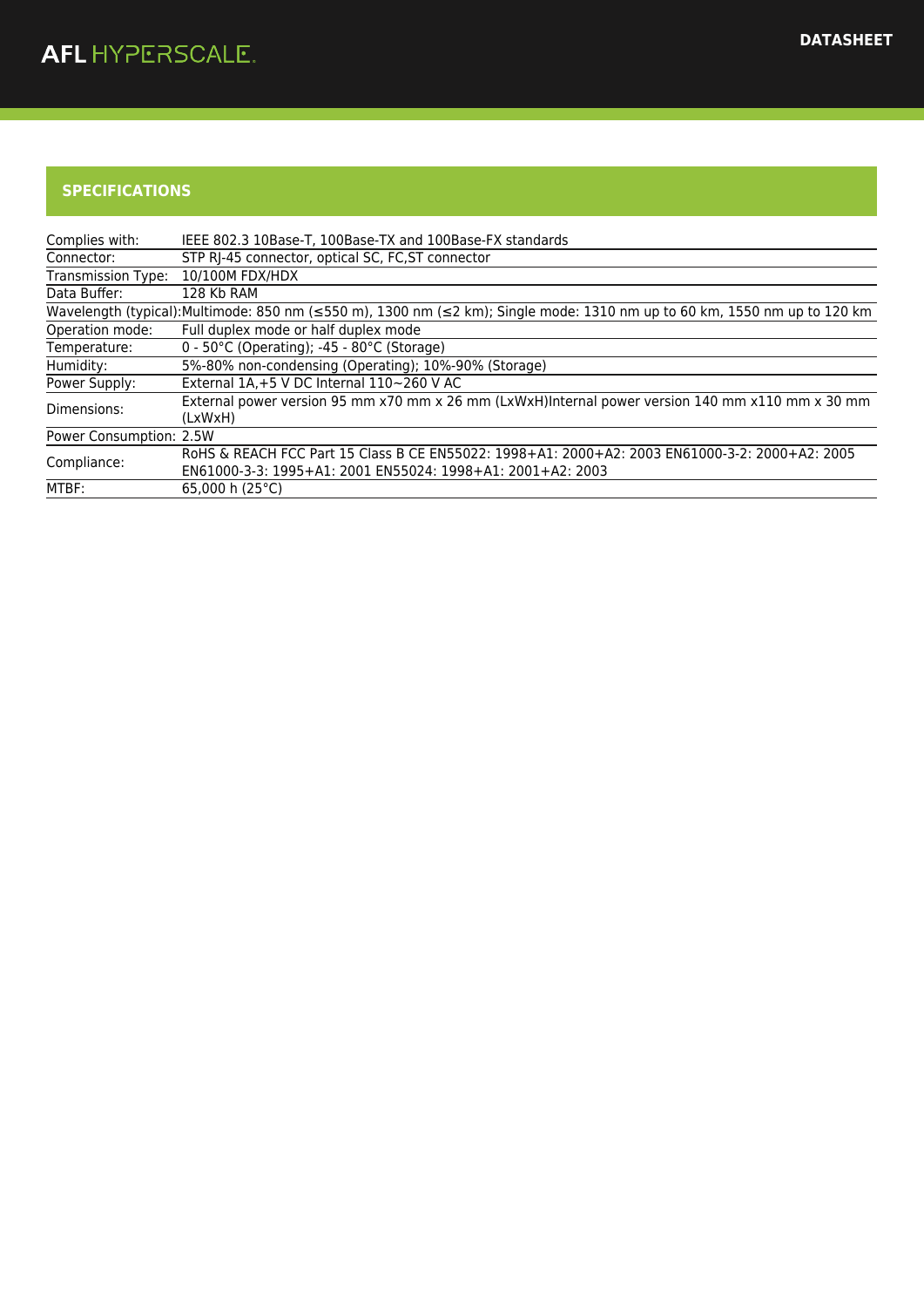## SPECIFICATIONS

| | |
|---|---|
| Complies with: | IEEE 802.3 10Base-T, 100Base-TX and 100Base-FX standards |
| Connector: | STP RJ-45 connector, optical SC, FC,ST connector |
| Transmission Type: | 10/100M FDX/HDX |
| Data Buffer: | 128 Kb RAM |
| Wavelength (typical): | Multimode: 850 nm (≤550 m), 1300 nm (≤2 km); Single mode: 1310 nm up to 60 km, 1550 nm up to 120 km |
| Operation mode: | Full duplex mode or half duplex mode |
| Temperature: | 0 - 50°C (Operating); -45 - 80°C (Storage) |
| Humidity: | 5%-80% non-condensing (Operating); 10%-90% (Storage) |
| Power Supply: | External 1A,+5 V DC Internal 110~260 V AC |
| Dimensions: | External power version 95 mm x70 mm x 26 mm (LxWxH)Internal power version 140 mm x110 mm x 30 mm (LxWxH) |
| Power Consumption: | 2.5W |
| Compliance: | RoHS & REACH FCC Part 15 Class B CE EN55022: 1998+A1: 2000+A2: 2003 EN61000-3-2: 2000+A2: 2005 EN61000-3-3: 1995+A1: 2001 EN55024: 1998+A1: 2001+A2: 2003 |
| MTBF: | 65,000 h (25°C) |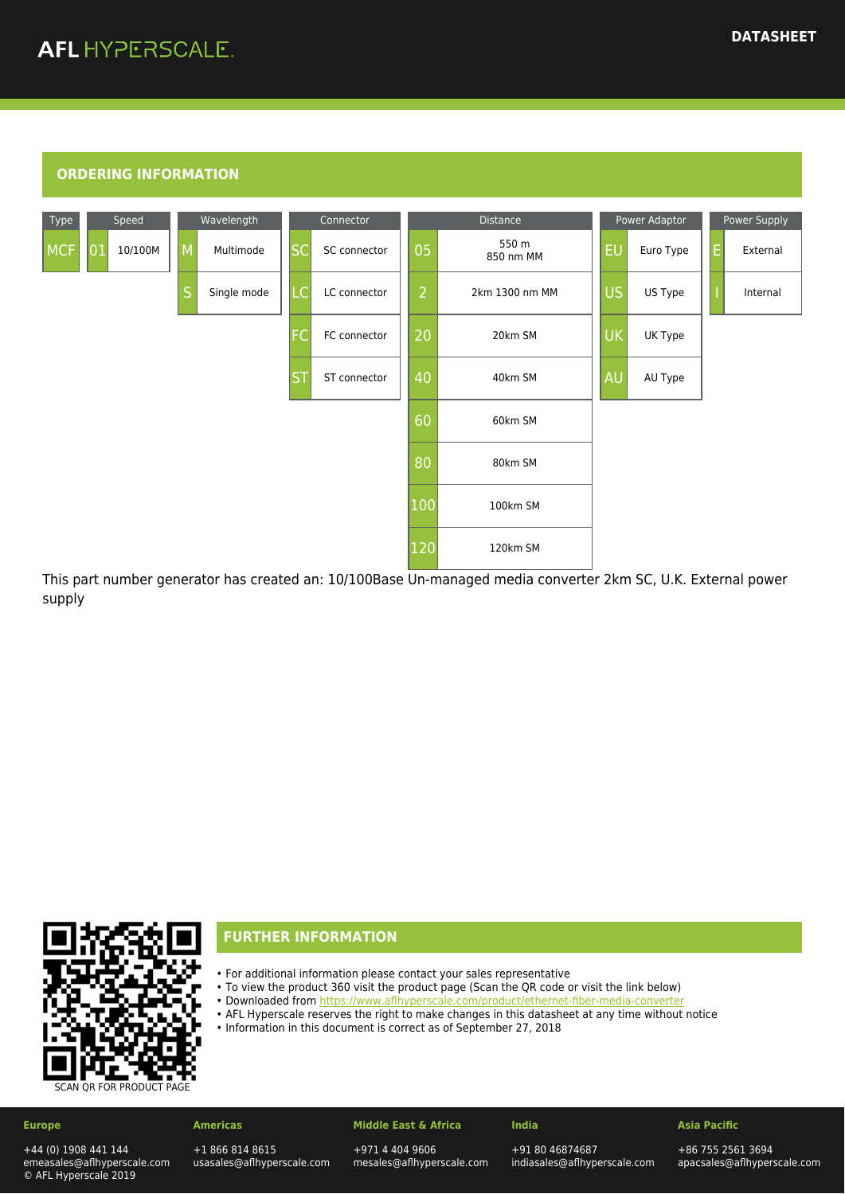## ORDERING INFORMATION

| Type | | Speed | | Wavelength | | Connector | | Distance | | Power Adaptor | | Power Supply | |
|---|---|---|---|---|---|---|---|---|---|---|---|---|---|
| MCF | | 01 | 10/100M | M | Multimode | SC | SC connector | 05 | 550 m 850 nm MM | EU | Euro Type | E | External |
| | | | | S | Single mode | LC | LC connector | 2 | 2km 1300 nm MM | US | US Type | I | Internal |
| | | | | | | FC | FC connector | 20 | 20km SM | UK | UK Type | | |
| | | | | | | ST | ST connector | 40 | 40km SM | AU | AU Type | | |
| | | | | | | | | 60 | 60km SM | | | | |
| | | | | | | | | 80 | 80km SM | | | | |
| | | | | | | | | 100 | 100km SM | | | | |
| | | | | | | | | 120 | 120km SM | | | | |

This part number generator has created an: 10/100Base Un-managed media converter 2km SC, U.K. External power supply

SCAN QR FOR PRODUCT PAGE

## FURTHER INFORMATION

- For additional information please contact your sales representative
- To view the product 360 visit the product page (Scan the QR code or visit the link below)
- Downloaded from https://www.aflhyperscale.com/product/ethernet-fiber-media-converter
- AFL Hyperscale reserves the right to make changes in this datasheet at any time without notice
- Information in this document is correct as of September 27, 2018

**Europe**
+44 (0) 1908 441 144
emeasales@aflhyperscale.com
© AFL Hyperscale 2019

**Americas**
+1 866 814 8615
usasales@aflhyperscale.com

**Middle East & Africa**
+971 4 404 9606
mesales@aflhyperscale.com

**India**
+91 80 46874687
indiasales@aflhyperscale.com

**Asia Pacific**
+86 755 2561 3694
apacsales@aflhyperscale.com